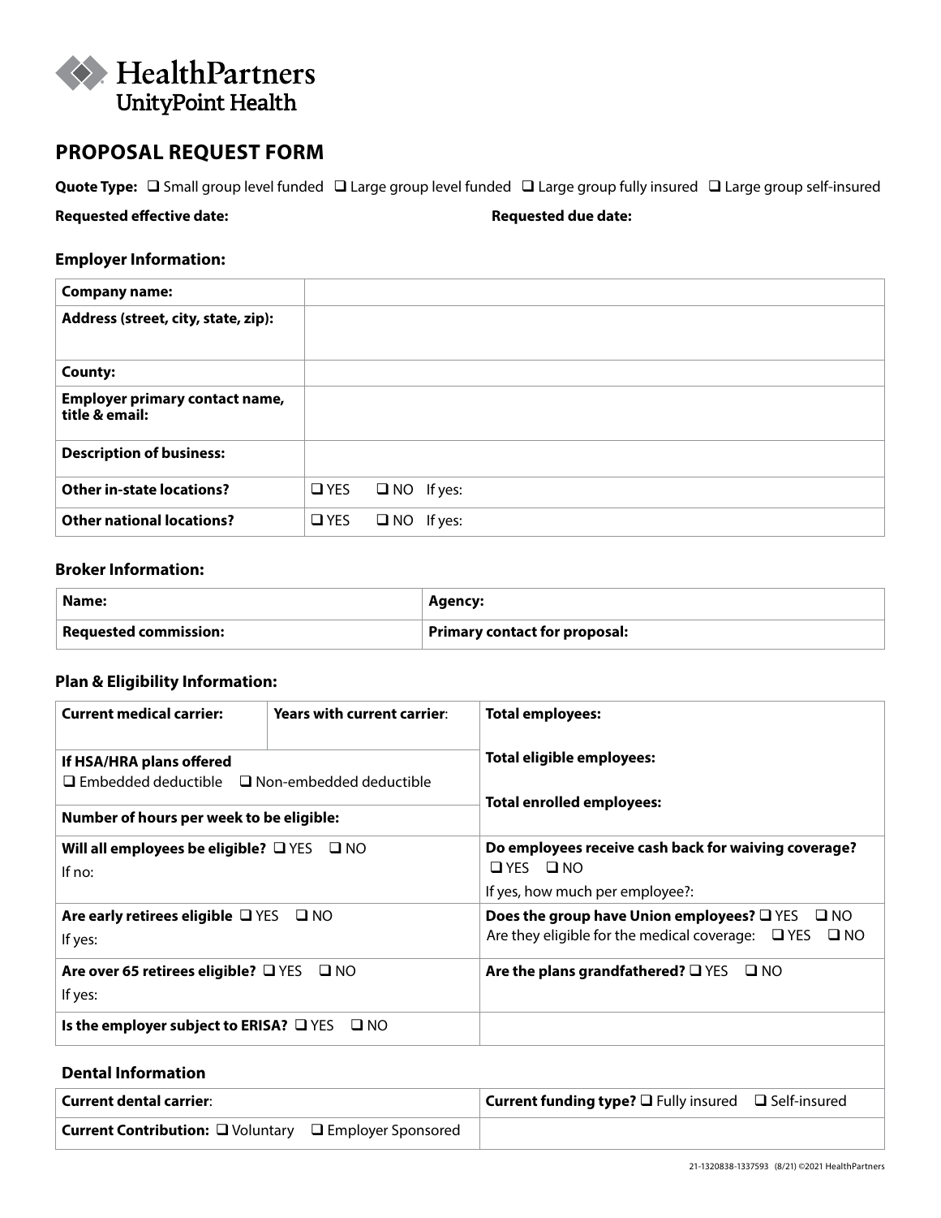HealthPartners
UnityPoint Health

# PROPOSAL REQUEST FORM

**Quote Type:** ❑ Small group level funded ❑ Large group level funded ❑ Large group fully insured ❑ Large group self-insured

**Requested effective date:** **Requested due date:**

### Employer Information:

| | |
|---|---|
| **Company name:** | |
| **Address (street, city, state, zip):** | |
| **County:** | |
| **Employer primary contact name, title & email:** | |
| **Description of business:** | |
| **Other in-state locations?** | ❑ YES ❑ NO If yes: |
| **Other national locations?** | ❑ YES ❑ NO If yes: |

### Broker Information:

| | |
|---|---|
| **Name:** | **Agency:** |
| **Requested commission:** | **Primary contact for proposal:** |

### Plan & Eligibility Information:

| | | |
|---|---|---|
| **Current medical carrier:** | **Years with current carrier**: | **Total employees:** |
| **If HSA/HRA plans offered** ❑ Embedded deductible ❑ Non-embedded deductible | | **Total eligible employees:** **Total enrolled employees:** |
| **Number of hours per week to be eligible:** | | |
| **Will all employees be eligible?** ❑ YES ❑ NO If no: | | **Do employees receive cash back for waiving coverage?** ❑ YES ❑ NO If yes, how much per employee?: |
| **Are early retirees eligible** ❑ YES ❑ NO If yes: | | **Does the group have Union employees?** ❑ YES ❑ NO Are they eligible for the medical coverage: ❑ YES ❑ NO |
| **Are over 65 retirees eligible?** ❑ YES ❑ NO If yes: | | **Are the plans grandfathered?** ❑ YES ❑ NO |
| **Is the employer subject to ERISA?** ❑ YES ❑ NO | | |

### Dental Information

| | |
|---|---|
| **Current dental carrier**: | **Current funding type?** ❑ Fully insured ❑ Self-insured |
| **Current Contribution:** ❑ Voluntary ❑ Employer Sponsored | |

21-1320838-1337593 (8/21) ©2021 HealthPartners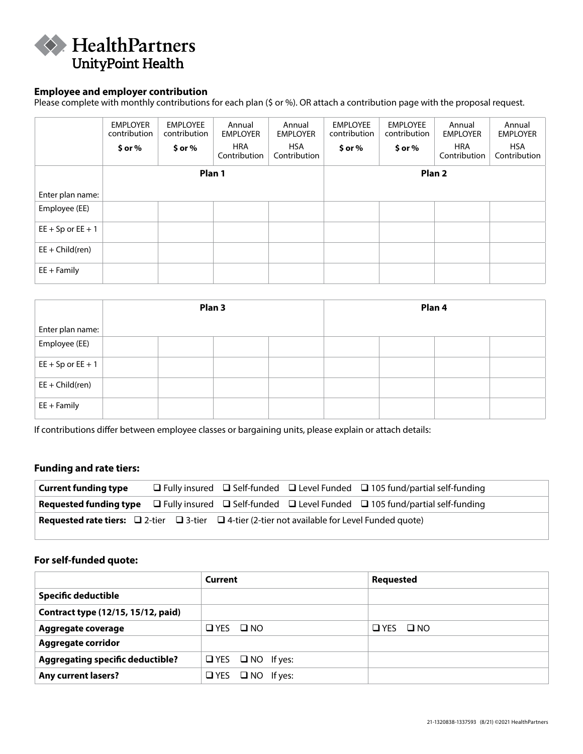HealthPartners
UnityPoint Health

### Employee and employer contribution

Please complete with monthly contributions for each plan ($ or %). OR attach a contribution page with the proposal request.

| | EMPLOYER contribution $ or % | EMPLOYEE contribution $ or % | Annual EMPLOYER HRA Contribution | Annual EMPLOYER HSA Contribution | EMPLOYEE contribution $ or % | EMPLOYEE contribution $ or % | Annual EMPLOYER HRA Contribution | Annual EMPLOYER HSA Contribution |
|---|---|---|---|---|---|---|---|---|
| | **Plan 1** | | | | **Plan 2** | | | |
| Enter plan name: | | | | | | | | |
| Employee (EE) | | | | | | | | |
| EE + Sp or EE + 1 | | | | | | | | |
| EE + Child(ren) | | | | | | | | |
| EE + Family | | | | | | | | |

| | **Plan 3** | | | | **Plan 4** | | | |
|---|---|---|---|---|---|---|---|---|
| Enter plan name: | | | | | | | | |
| Employee (EE) | | | | | | | | |
| EE + Sp or EE + 1 | | | | | | | | |
| EE + Child(ren) | | | | | | | | |
| EE + Family | | | | | | | | |

If contributions differ between employee classes or bargaining units, please explain or attach details:

### Funding and rate tiers:

| | |
|---|---|
| **Current funding type** | ❑ Fully insured ❑ Self-funded ❑ Level Funded ❑ 105 fund/partial self-funding |
| **Requested funding type** | ❑ Fully insured ❑ Self-funded ❑ Level Funded ❑ 105 fund/partial self-funding |
| **Requested rate tiers:** ❑ 2-tier ❑ 3-tier ❑ 4-tier (2-tier not available for Level Funded quote) | |

### For self-funded quote:

| | **Current** | **Requested** |
|---|---|---|
| **Specific deductible** | | |
| **Contract type (12/15, 15/12, paid)** | | |
| **Aggregate coverage** | ❑ YES ❑ NO | ❑ YES ❑ NO |
| **Aggregate corridor** | | |
| **Aggregating specific deductible?** | ❑ YES ❑ NO If yes: | |
| **Any current lasers?** | ❑ YES ❑ NO If yes: | |

21-1320838-1337593 (8/21) ©2021 HealthPartners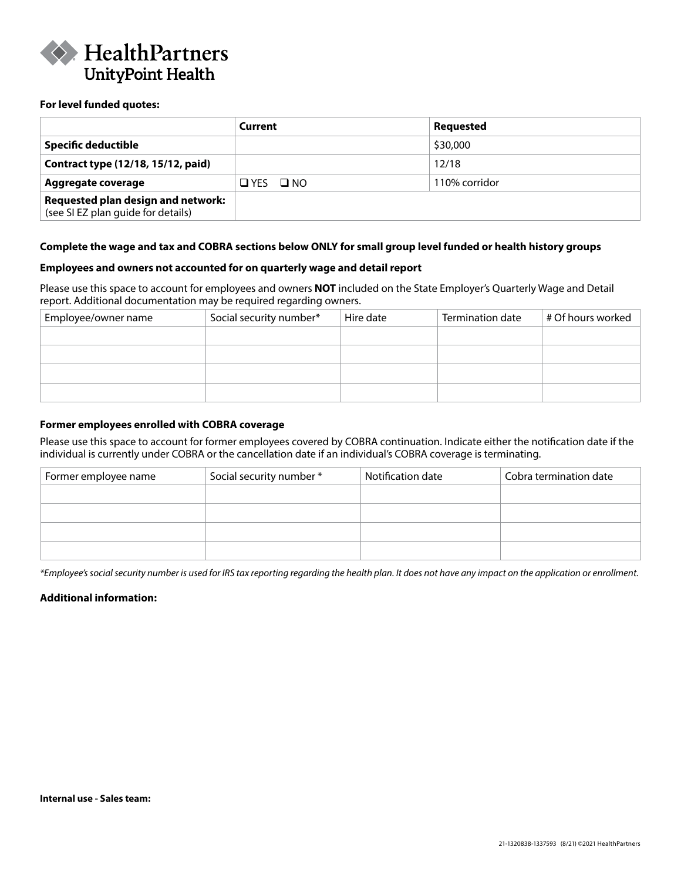HealthPartners
UnityPoint Health

**For level funded quotes:**

| | Current | Requested |
|---|---|---|
| **Specific deductible** | | $30,000 |
| **Contract type (12/18, 15/12, paid)** | | 12/18 |
| **Aggregate coverage** | ❑ YES ❑ NO | 110% corridor |
| **Requested plan design and network:** (see SI EZ plan guide for details) | | |

**Complete the wage and tax and COBRA sections below ONLY for small group level funded or health history groups**

**Employees and owners not accounted for on quarterly wage and detail report**

Please use this space to account for employees and owners **NOT** included on the State Employer's Quarterly Wage and Detail report. Additional documentation may be required regarding owners.

| Employee/owner name | Social security number* | Hire date | Termination date | # Of hours worked |
|---|---|---|---|---|
| | | | | |
| | | | | |
| | | | | |
| | | | | |

**Former employees enrolled with COBRA coverage**

Please use this space to account for former employees covered by COBRA continuation. Indicate either the notification date if the individual is currently under COBRA or the cancellation date if an individual's COBRA coverage is terminating.

| Former employee name | Social security number * | Notification date | Cobra termination date |
|---|---|---|---|
| | | | |
| | | | |
| | | | |
| | | | |

*\*Employee's social security number is used for IRS tax reporting regarding the health plan. It does not have any impact on the application or enrollment.*

**Additional information:**

**Internal use - Sales team:**

21-1320838-1337593 (8/21) ©2021 HealthPartners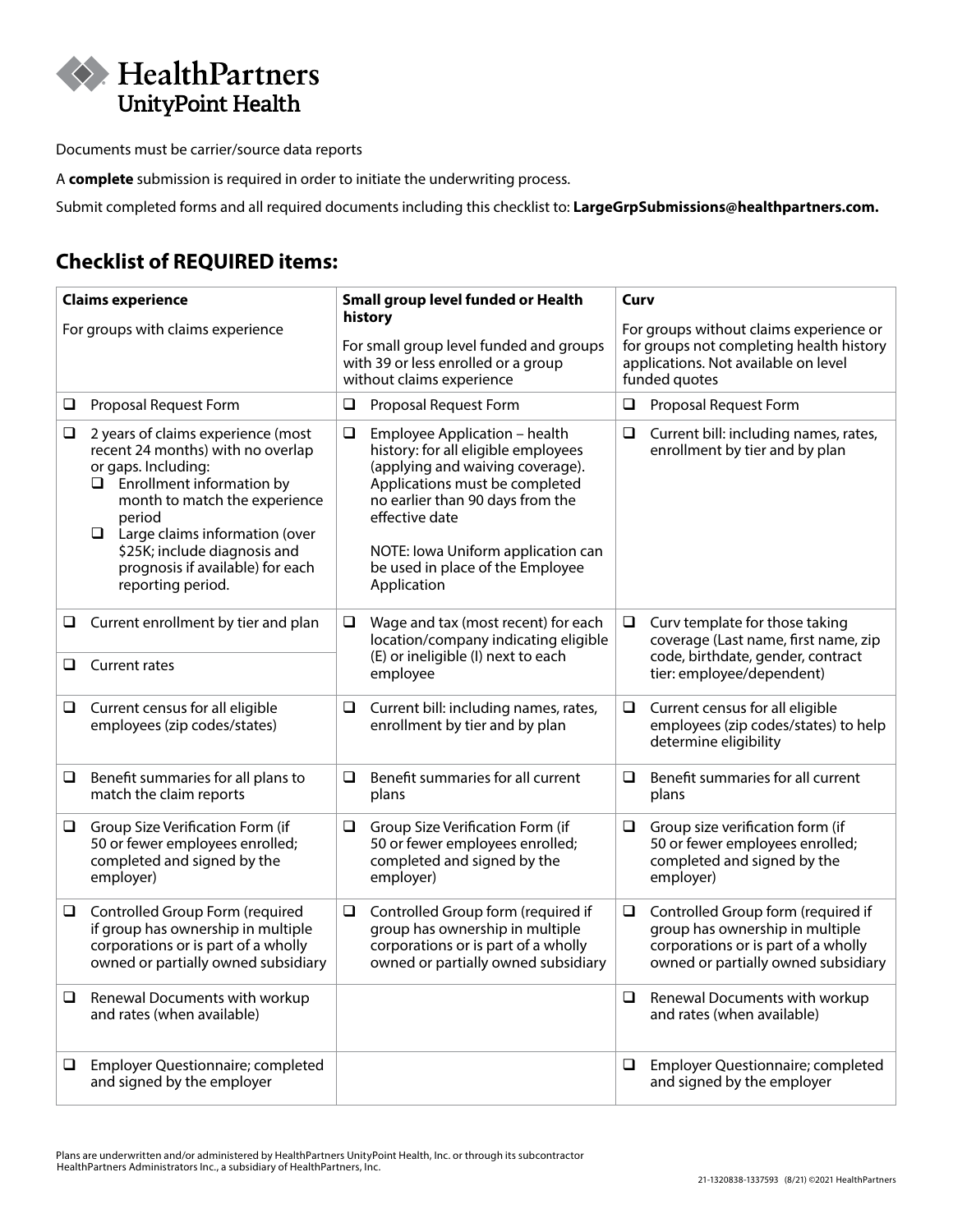HealthPartners UnityPoint Health

Documents must be carrier/source data reports

A **complete** submission is required in order to initiate the underwriting process.

Submit completed forms and all required documents including this checklist to: **LargeGrpSubmissions@healthpartners.com.**

## Checklist of REQUIRED items:

| **Claims experience**<br>For groups with claims experience | **Small group level funded or Health history**<br>For small group level funded and groups with 39 or less enrolled or a group without claims experience | **Curv**<br>For groups without claims experience or for groups not completing health history applications. Not available on level funded quotes |
|---|---|---|
| ❑ Proposal Request Form | ❑ Proposal Request Form | ❑ Proposal Request Form |
| ❑ 2 years of claims experience (most recent 24 months) with no overlap or gaps. Including:<br>❑ Enrollment information by month to match the experience period<br>❑ Large claims information (over $25K; include diagnosis and prognosis if available) for each reporting period. | ❑ Employee Application – health history: for all eligible employees (applying and waiving coverage). Applications must be completed no earlier than 90 days from the effective date<br><br>NOTE: Iowa Uniform application can be used in place of the Employee Application | ❑ Current bill: including names, rates, enrollment by tier and by plan |
| ❑ Current enrollment by tier and plan<br><br>❑ Current rates | ❑ Wage and tax (most recent) for each location/company indicating eligible (E) or ineligible (I) next to each employee | ❑ Curv template for those taking coverage (Last name, first name, zip code, birthdate, gender, contract tier: employee/dependent) |
| ❑ Current census for all eligible employees (zip codes/states) | ❑ Current bill: including names, rates, enrollment by tier and by plan | ❑ Current census for all eligible employees (zip codes/states) to help determine eligibility |
| ❑ Benefit summaries for all plans to match the claim reports | ❑ Benefit summaries for all current plans | ❑ Benefit summaries for all current plans |
| ❑ Group Size Verification Form (if 50 or fewer employees enrolled; completed and signed by the employer) | ❑ Group Size Verification Form (if 50 or fewer employees enrolled; completed and signed by the employer) | ❑ Group size verification form (if 50 or fewer employees enrolled; completed and signed by the employer) |
| ❑ Controlled Group Form (required if group has ownership in multiple corporations or is part of a wholly owned or partially owned subsidiary | ❑ Controlled Group form (required if group has ownership in multiple corporations or is part of a wholly owned or partially owned subsidiary | ❑ Controlled Group Form (required if group has ownership in multiple corporations or is part of a wholly owned or partially owned subsidiary |
| ❑ Renewal Documents with workup and rates (when available) | | ❑ Renewal Documents with workup and rates (when available) |
| ❑ Employer Questionnaire; completed and signed by the employer | | ❑ Employer Questionnaire; completed and signed by the employer |

Plans are underwritten and/or administered by HealthPartners UnityPoint Health, Inc. or through its subcontractor HealthPartners Administrators Inc., a subsidiary of HealthPartners, Inc.

21-1320838-1337593 (8/21) ©2021 HealthPartners